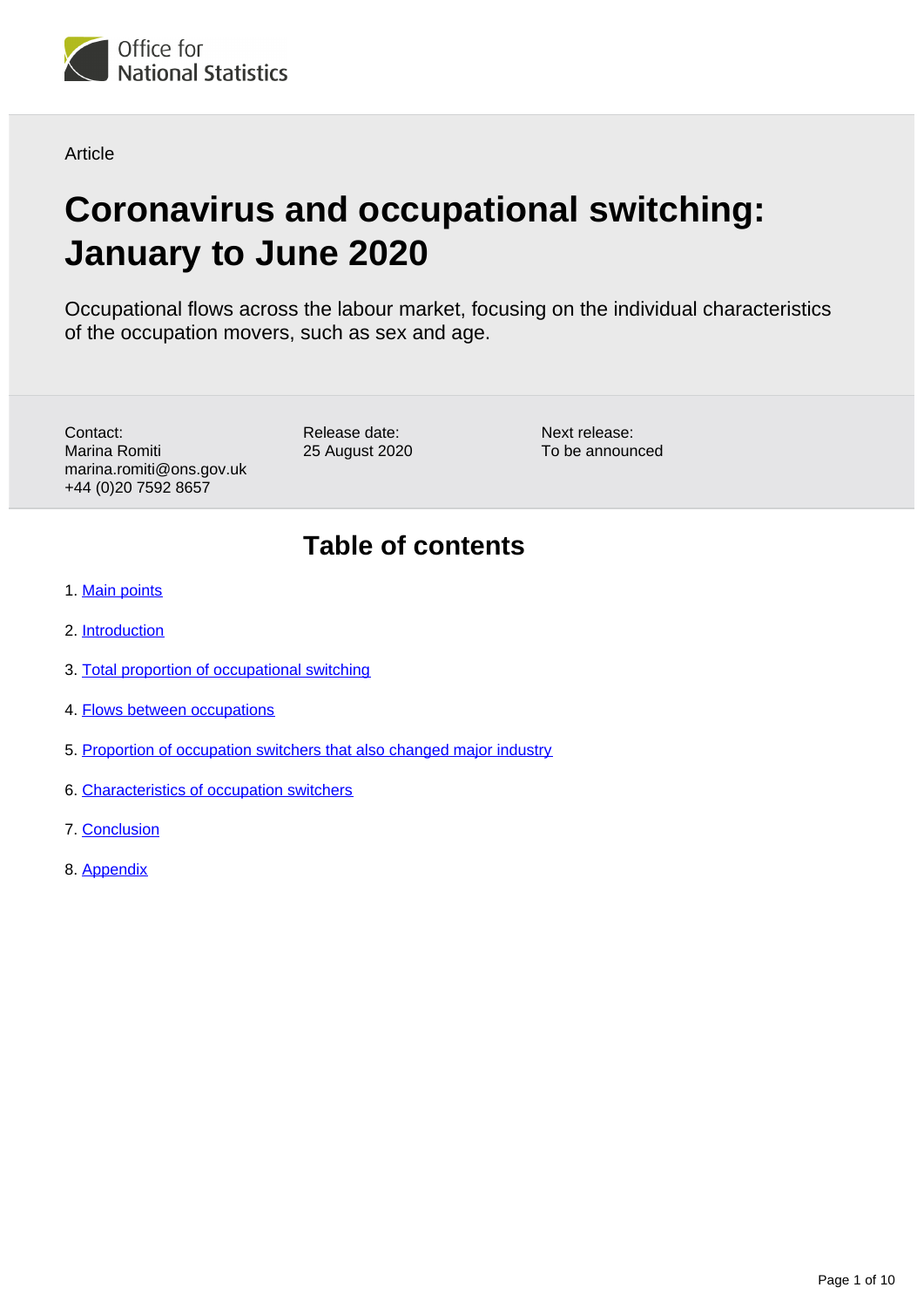Office for National Statistics

Article

# Coronavirus and occupational switching: January to June 2020

Occupational flows across the labour market, focusing on the individual characteristics of the occupation movers, such as sex and age.

Contact:
Marina Romiti
marina.romiti@ons.gov.uk
+44 (0)20 7592 8657

Release date:
25 August 2020

Next release:
To be announced

## Table of contents

1. Main points
2. Introduction
3. Total proportion of occupational switching
4. Flows between occupations
5. Proportion of occupation switchers that also changed major industry
6. Characteristics of occupation switchers
7. Conclusion
8. Appendix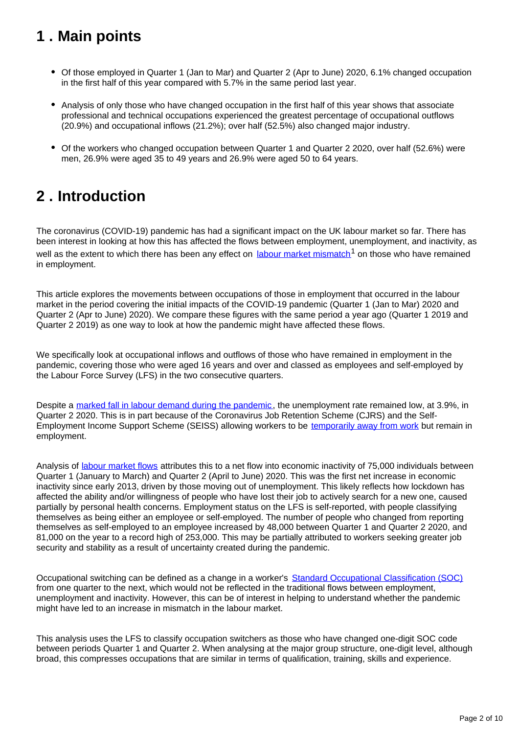## 1 . Main points

- Of those employed in Quarter 1 (Jan to Mar) and Quarter 2 (Apr to June) 2020, 6.1% changed occupation in the first half of this year compared with 5.7% in the same period last year.
- Analysis of only those who have changed occupation in the first half of this year shows that associate professional and technical occupations experienced the greatest percentage of occupational outflows (20.9%) and occupational inflows (21.2%); over half (52.5%) also changed major industry.
- Of the workers who changed occupation between Quarter 1 and Quarter 2 2020, over half (52.6%) were men, 26.9% were aged 35 to 49 years and 26.9% were aged 50 to 64 years.

## 2 . Introduction

The coronavirus (COVID-19) pandemic has had a significant impact on the UK labour market so far. There has been interest in looking at how this has affected the flows between employment, unemployment, and inactivity, as well as the extent to which there has been any effect on labour market mismatch[1] on those who have remained in employment.

This article explores the movements between occupations of those in employment that occurred in the labour market in the period covering the initial impacts of the COVID-19 pandemic (Quarter 1 (Jan to Mar) 2020 and Quarter 2 (Apr to June) 2020). We compare these figures with the same period a year ago (Quarter 1 2019 and Quarter 2 2019) as one way to look at how the pandemic might have affected these flows.

We specifically look at occupational inflows and outflows of those who have remained in employment in the pandemic, covering those who were aged 16 years and over and classed as employees and self-employed by the Labour Force Survey (LFS) in the two consecutive quarters.

Despite a marked fall in labour demand during the pandemic, the unemployment rate remained low, at 3.9%, in Quarter 2 2020. This is in part because of the Coronavirus Job Retention Scheme (CJRS) and the Self-Employment Income Support Scheme (SEISS) allowing workers to be temporarily away from work but remain in employment.

Analysis of labour market flows attributes this to a net flow into economic inactivity of 75,000 individuals between Quarter 1 (January to March) and Quarter 2 (April to June) 2020. This was the first net increase in economic inactivity since early 2013, driven by those moving out of unemployment. This likely reflects how lockdown has affected the ability and/or willingness of people who have lost their job to actively search for a new one, caused partially by personal health concerns. Employment status on the LFS is self-reported, with people classifying themselves as being either an employee or self-employed. The number of people who changed from reporting themselves as self-employed to an employee increased by 48,000 between Quarter 1 and Quarter 2 2020, and 81,000 on the year to a record high of 253,000. This may be partially attributed to workers seeking greater job security and stability as a result of uncertainty created during the pandemic.

Occupational switching can be defined as a change in a worker's Standard Occupational Classification (SOC) from one quarter to the next, which would not be reflected in the traditional flows between employment, unemployment and inactivity. However, this can be of interest in helping to understand whether the pandemic might have led to an increase in mismatch in the labour market.

This analysis uses the LFS to classify occupation switchers as those who have changed one-digit SOC code between periods Quarter 1 and Quarter 2. When analysing at the major group structure, one-digit level, although broad, this compresses occupations that are similar in terms of qualification, training, skills and experience.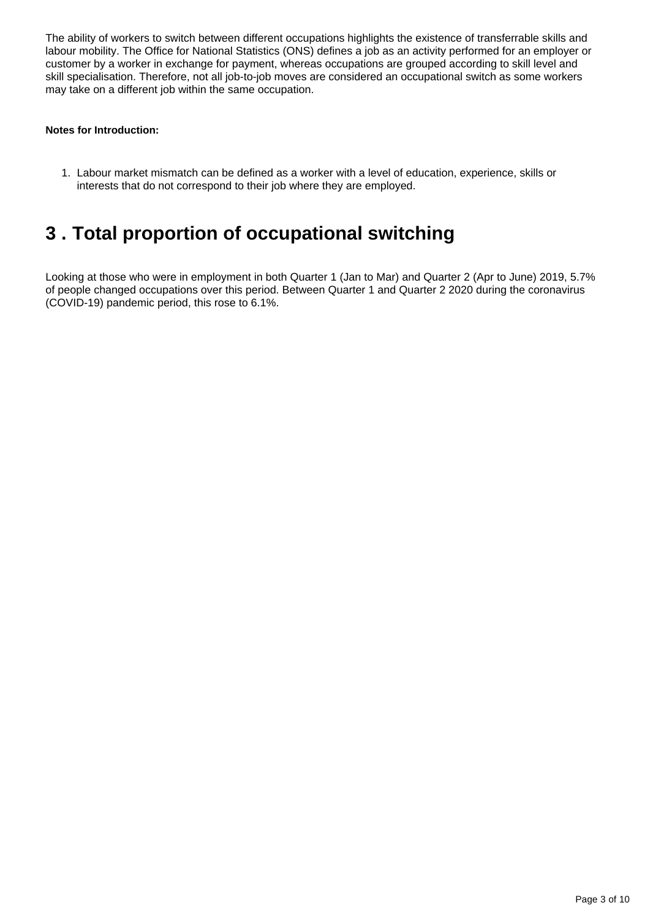The ability of workers to switch between different occupations highlights the existence of transferrable skills and labour mobility. The Office for National Statistics (ONS) defines a job as an activity performed for an employer or customer by a worker in exchange for payment, whereas occupations are grouped according to skill level and skill specialisation. Therefore, not all job-to-job moves are considered an occupational switch as some workers may take on a different job within the same occupation.

**Notes for Introduction:**

1. Labour market mismatch can be defined as a worker with a level of education, experience, skills or interests that do not correspond to their job where they are employed.

## 3 . Total proportion of occupational switching

Looking at those who were in employment in both Quarter 1 (Jan to Mar) and Quarter 2 (Apr to June) 2019, 5.7% of people changed occupations over this period. Between Quarter 1 and Quarter 2 2020 during the coronavirus (COVID-19) pandemic period, this rose to 6.1%.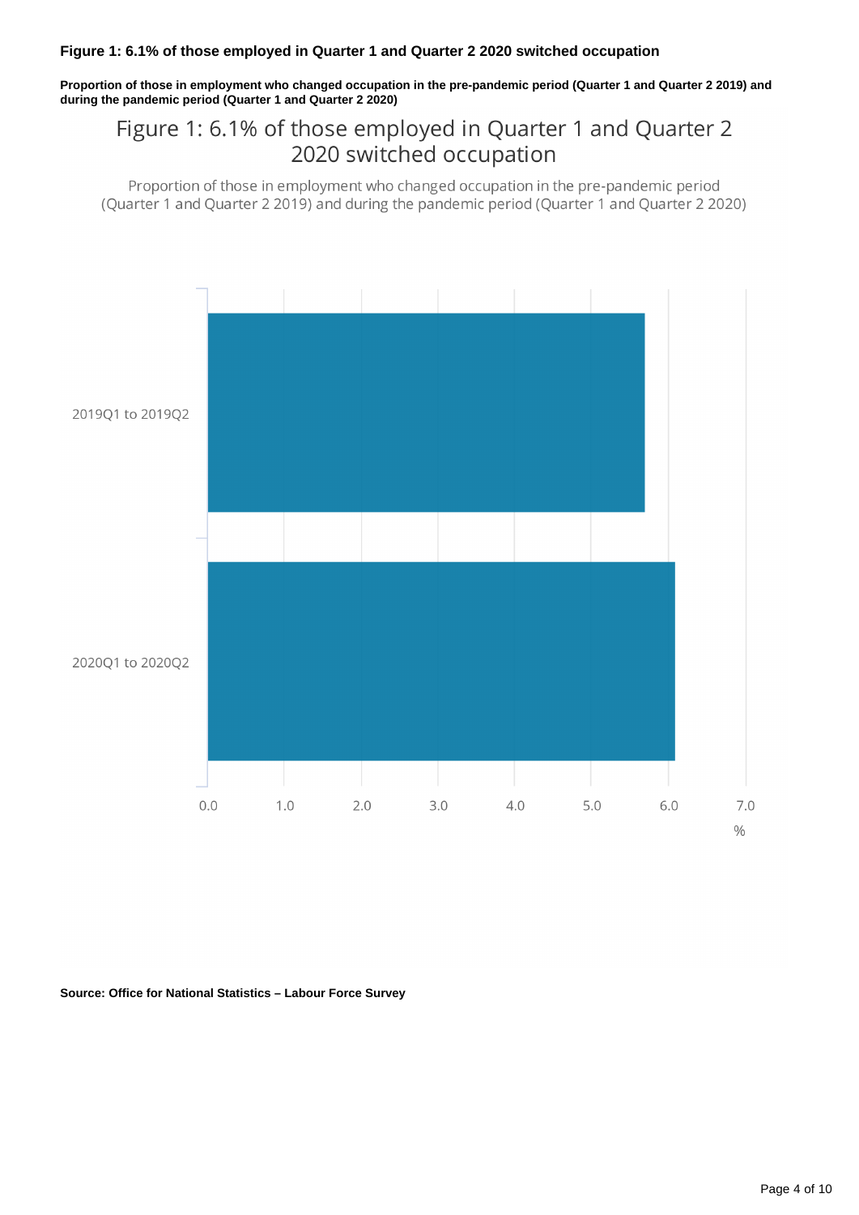### Figure 1: 6.1% of those employed in Quarter 1 and Quarter 2 2020 switched occupation

**Proportion of those in employment who changed occupation in the pre-pandemic period (Quarter 1 and Quarter 2 2019) and during the pandemic period (Quarter 1 and Quarter 2 2020)**

Figure 1: 6.1% of those employed in Quarter 1 and Quarter 2 2020 switched occupation

Proportion of those in employment who changed occupation in the pre-pandemic period (Quarter 1 and Quarter 2 2019) and during the pandemic period (Quarter 1 and Quarter 2 2020)

2019Q1 to 2019Q2

2020Q1 to 2020Q2

0.0 1.0 2.0 3.0 4.0 5.0 6.0 7.0

%

**Source: Office for National Statistics – Labour Force Survey**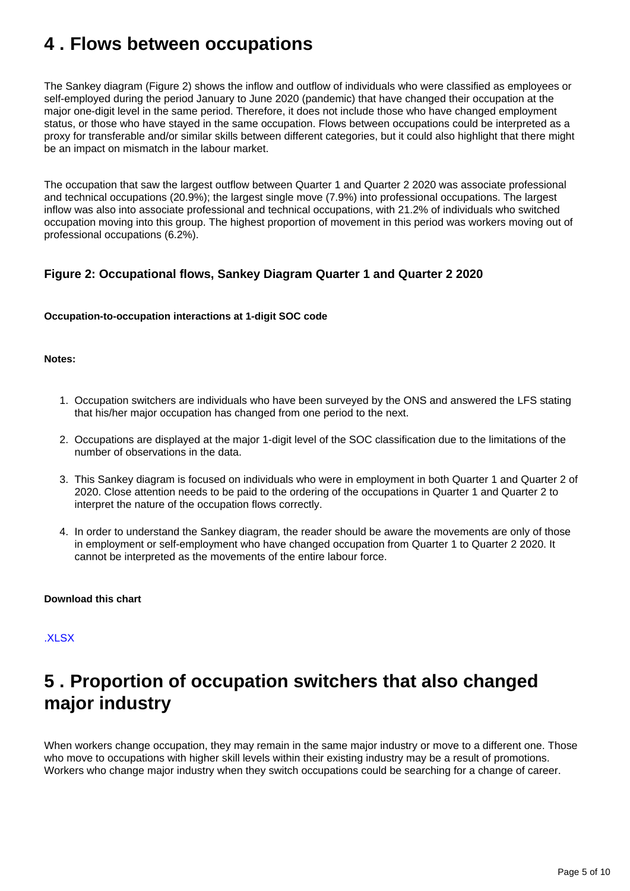## 4 . Flows between occupations

The Sankey diagram (Figure 2) shows the inflow and outflow of individuals who were classified as employees or self-employed during the period January to June 2020 (pandemic) that have changed their occupation at the major one-digit level in the same period. Therefore, it does not include those who have changed employment status, or those who have stayed in the same occupation. Flows between occupations could be interpreted as a proxy for transferable and/or similar skills between different categories, but it could also highlight that there might be an impact on mismatch in the labour market.

The occupation that saw the largest outflow between Quarter 1 and Quarter 2 2020 was associate professional and technical occupations (20.9%); the largest single move (7.9%) into professional occupations. The largest inflow was also into associate professional and technical occupations, with 21.2% of individuals who switched occupation moving into this group. The highest proportion of movement in this period was workers moving out of professional occupations (6.2%).

### Figure 2: Occupational flows, Sankey Diagram Quarter 1 and Quarter 2 2020

**Occupation-to-occupation interactions at 1-digit SOC code**

**Notes:**

1. Occupation switchers are individuals who have been surveyed by the ONS and answered the LFS stating that his/her major occupation has changed from one period to the next.
2. Occupations are displayed at the major 1-digit level of the SOC classification due to the limitations of the number of observations in the data.
3. This Sankey diagram is focused on individuals who were in employment in both Quarter 1 and Quarter 2 of 2020. Close attention needs to be paid to the ordering of the occupations in Quarter 1 and Quarter 2 to interpret the nature of the occupation flows correctly.
4. In order to understand the Sankey diagram, the reader should be aware the movements are only of those in employment or self-employment who have changed occupation from Quarter 1 to Quarter 2 2020. It cannot be interpreted as the movements of the entire labour force.

**Download this chart**

.XLSX

## 5 . Proportion of occupation switchers that also changed major industry

When workers change occupation, they may remain in the same major industry or move to a different one. Those who move to occupations with higher skill levels within their existing industry may be a result of promotions. Workers who change major industry when they switch occupations could be searching for a change of career.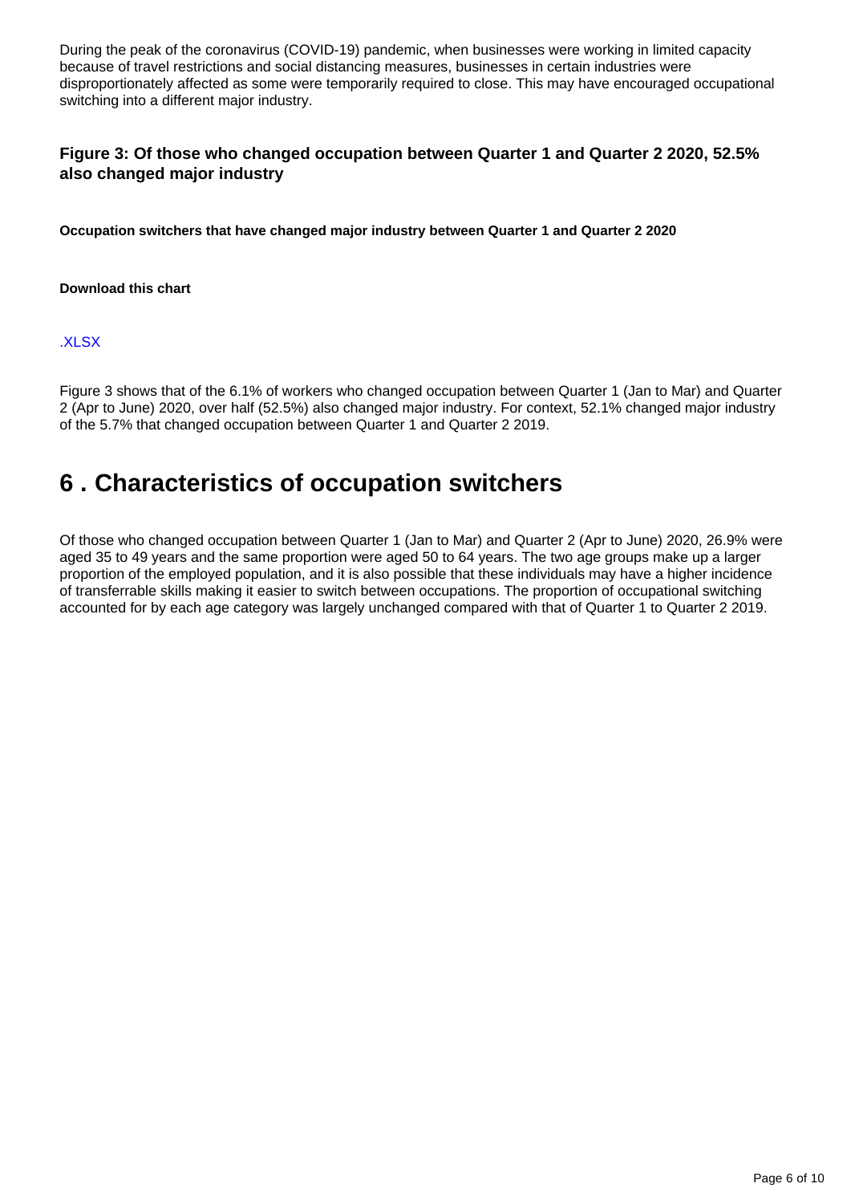During the peak of the coronavirus (COVID-19) pandemic, when businesses were working in limited capacity because of travel restrictions and social distancing measures, businesses in certain industries were disproportionately affected as some were temporarily required to close. This may have encouraged occupational switching into a different major industry.

### Figure 3: Of those who changed occupation between Quarter 1 and Quarter 2 2020, 52.5% also changed major industry

**Occupation switchers that have changed major industry between Quarter 1 and Quarter 2 2020**

**Download this chart**

.XLSX

Figure 3 shows that of the 6.1% of workers who changed occupation between Quarter 1 (Jan to Mar) and Quarter 2 (Apr to June) 2020, over half (52.5%) also changed major industry. For context, 52.1% changed major industry of the 5.7% that changed occupation between Quarter 1 and Quarter 2 2019.

## 6 . Characteristics of occupation switchers

Of those who changed occupation between Quarter 1 (Jan to Mar) and Quarter 2 (Apr to June) 2020, 26.9% were aged 35 to 49 years and the same proportion were aged 50 to 64 years. The two age groups make up a larger proportion of the employed population, and it is also possible that these individuals may have a higher incidence of transferrable skills making it easier to switch between occupations. The proportion of occupational switching accounted for by each age category was largely unchanged compared with that of Quarter 1 to Quarter 2 2019.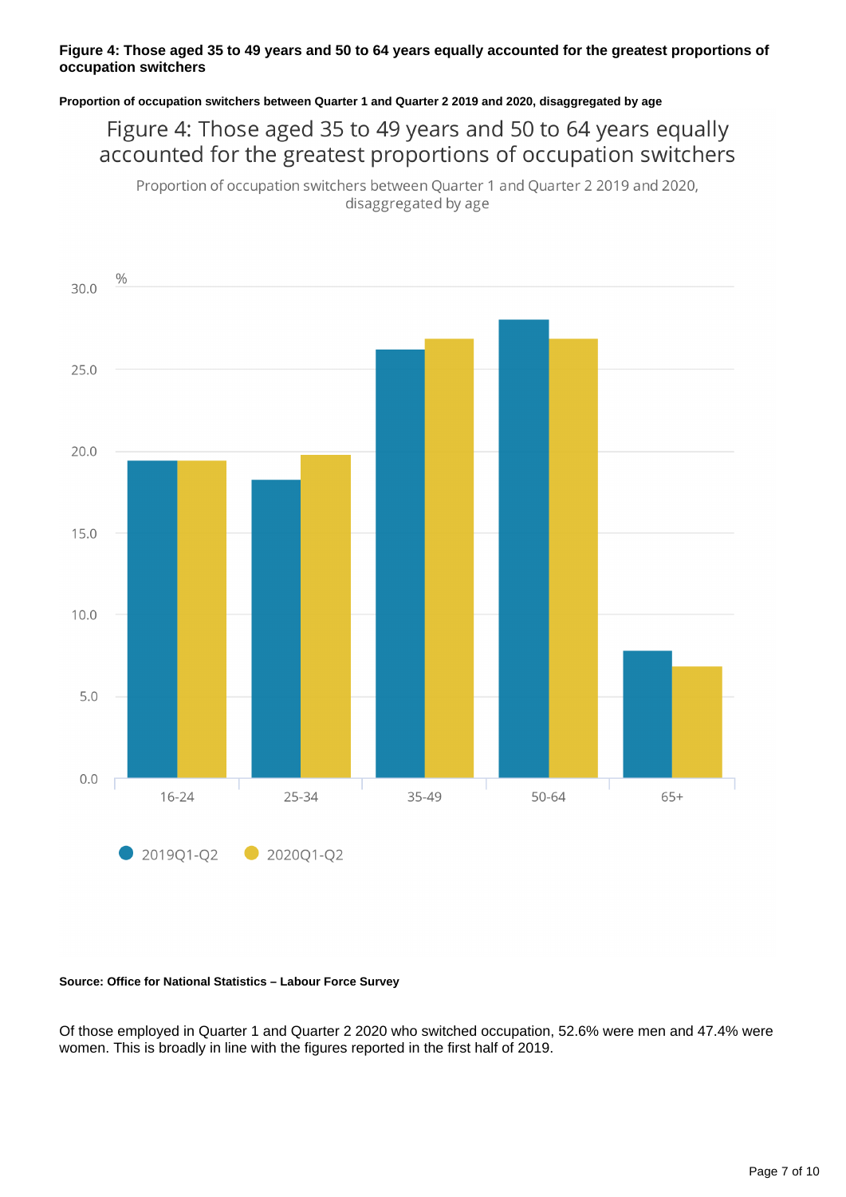**Figure 4: Those aged 35 to 49 years and 50 to 64 years equally accounted for the greatest proportions of occupation switchers**

**Proportion of occupation switchers between Quarter 1 and Quarter 2 2019 and 2020, disaggregated by age**

**Source: Office for National Statistics – Labour Force Survey**

Of those employed in Quarter 1 and Quarter 2 2020 who switched occupation, 52.6% were men and 47.4% were women. This is broadly in line with the figures reported in the first half of 2019.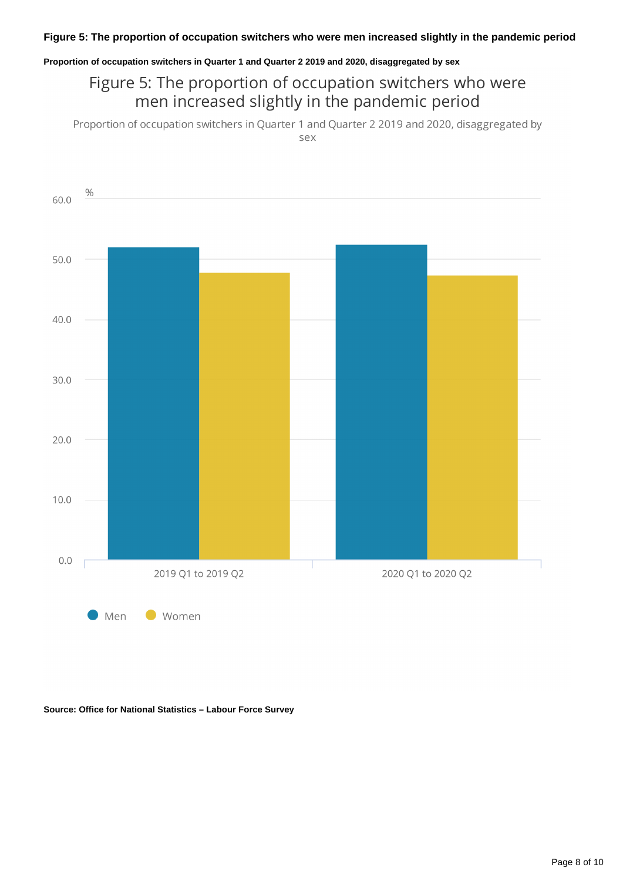**Figure 5: The proportion of occupation switchers who were men increased slightly in the pandemic period**

**Proportion of occupation switchers in Quarter 1 and Quarter 2 2019 and 2020, disaggregated by sex**

Figure 5: The proportion of occupation switchers who were men increased slightly in the pandemic period

Proportion of occupation switchers in Quarter 1 and Quarter 2 2019 and 2020, disaggregated by sex

**Source: Office for National Statistics – Labour Force Survey**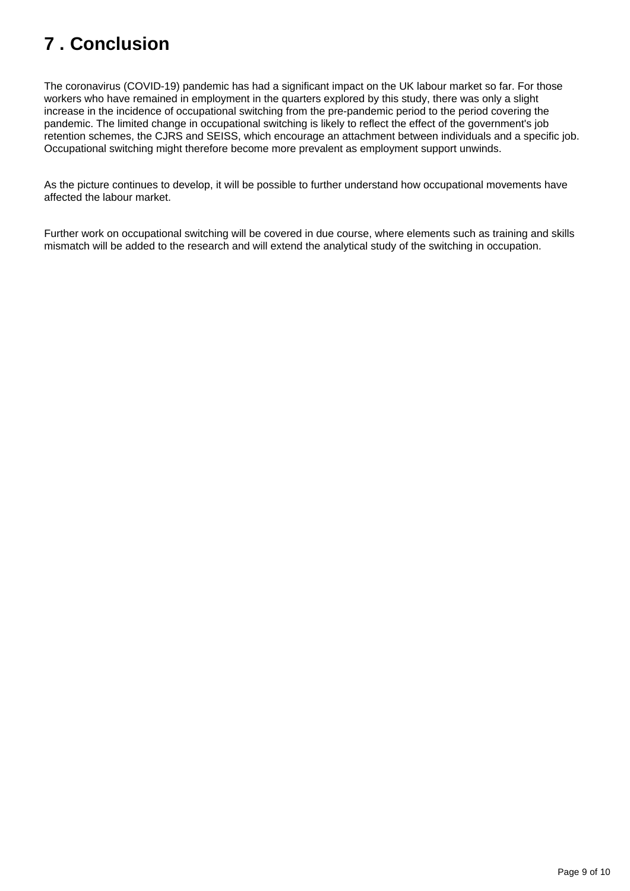# 7 . Conclusion

The coronavirus (COVID-19) pandemic has had a significant impact on the UK labour market so far. For those workers who have remained in employment in the quarters explored by this study, there was only a slight increase in the incidence of occupational switching from the pre-pandemic period to the period covering the pandemic. The limited change in occupational switching is likely to reflect the effect of the government's job retention schemes, the CJRS and SEISS, which encourage an attachment between individuals and a specific job. Occupational switching might therefore become more prevalent as employment support unwinds.

As the picture continues to develop, it will be possible to further understand how occupational movements have affected the labour market.

Further work on occupational switching will be covered in due course, where elements such as training and skills mismatch will be added to the research and will extend the analytical study of the switching in occupation.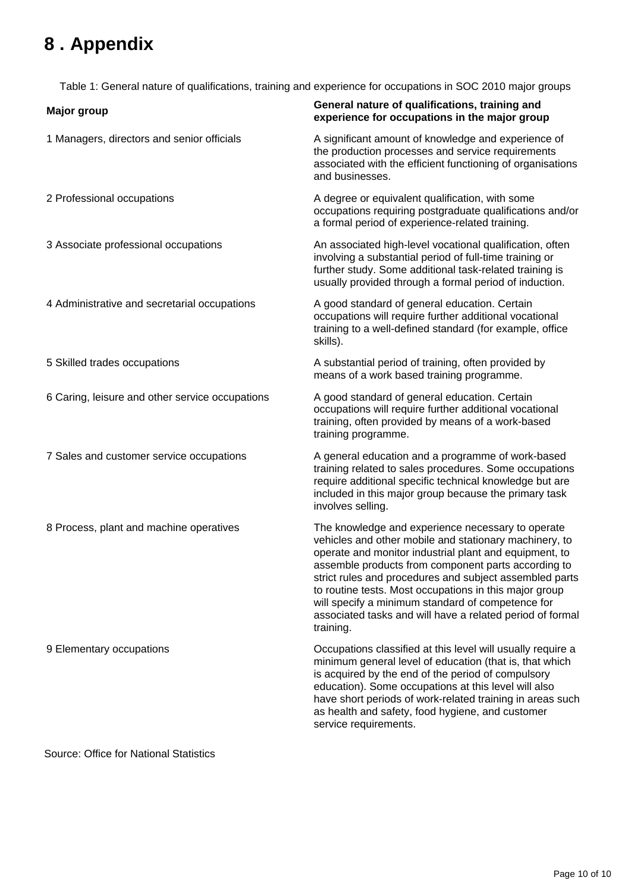# 8 . Appendix

Table 1: General nature of qualifications, training and experience for occupations in SOC 2010 major groups

| Major group | General nature of qualifications, training and experience for occupations in the major group |
|---|---|
| 1 Managers, directors and senior officials | A significant amount of knowledge and experience of the production processes and service requirements associated with the efficient functioning of organisations and businesses. |
| 2 Professional occupations | A degree or equivalent qualification, with some occupations requiring postgraduate qualifications and/or a formal period of experience-related training. |
| 3 Associate professional occupations | An associated high-level vocational qualification, often involving a substantial period of full-time training or further study. Some additional task-related training is usually provided through a formal period of induction. |
| 4 Administrative and secretarial occupations | A good standard of general education. Certain occupations will require further additional vocational training to a well-defined standard (for example, office skills). |
| 5 Skilled trades occupations | A substantial period of training, often provided by means of a work based training programme. |
| 6 Caring, leisure and other service occupations | A good standard of general education. Certain occupations will require further additional vocational training, often provided by means of a work-based training programme. |
| 7 Sales and customer service occupations | A general education and a programme of work-based training related to sales procedures. Some occupations require additional specific technical knowledge but are included in this major group because the primary task involves selling. |
| 8 Process, plant and machine operatives | The knowledge and experience necessary to operate vehicles and other mobile and stationary machinery, to operate and monitor industrial plant and equipment, to assemble products from component parts according to strict rules and procedures and subject assembled parts to routine tests. Most occupations in this major group will specify a minimum standard of competence for associated tasks and will have a related period of formal training. |
| 9 Elementary occupations | Occupations classified at this level will usually require a minimum general level of education (that is, that which is acquired by the end of the period of compulsory education). Some occupations at this level will also have short periods of work-related training in areas such as health and safety, food hygiene, and customer service requirements. |

Source: Office for National Statistics